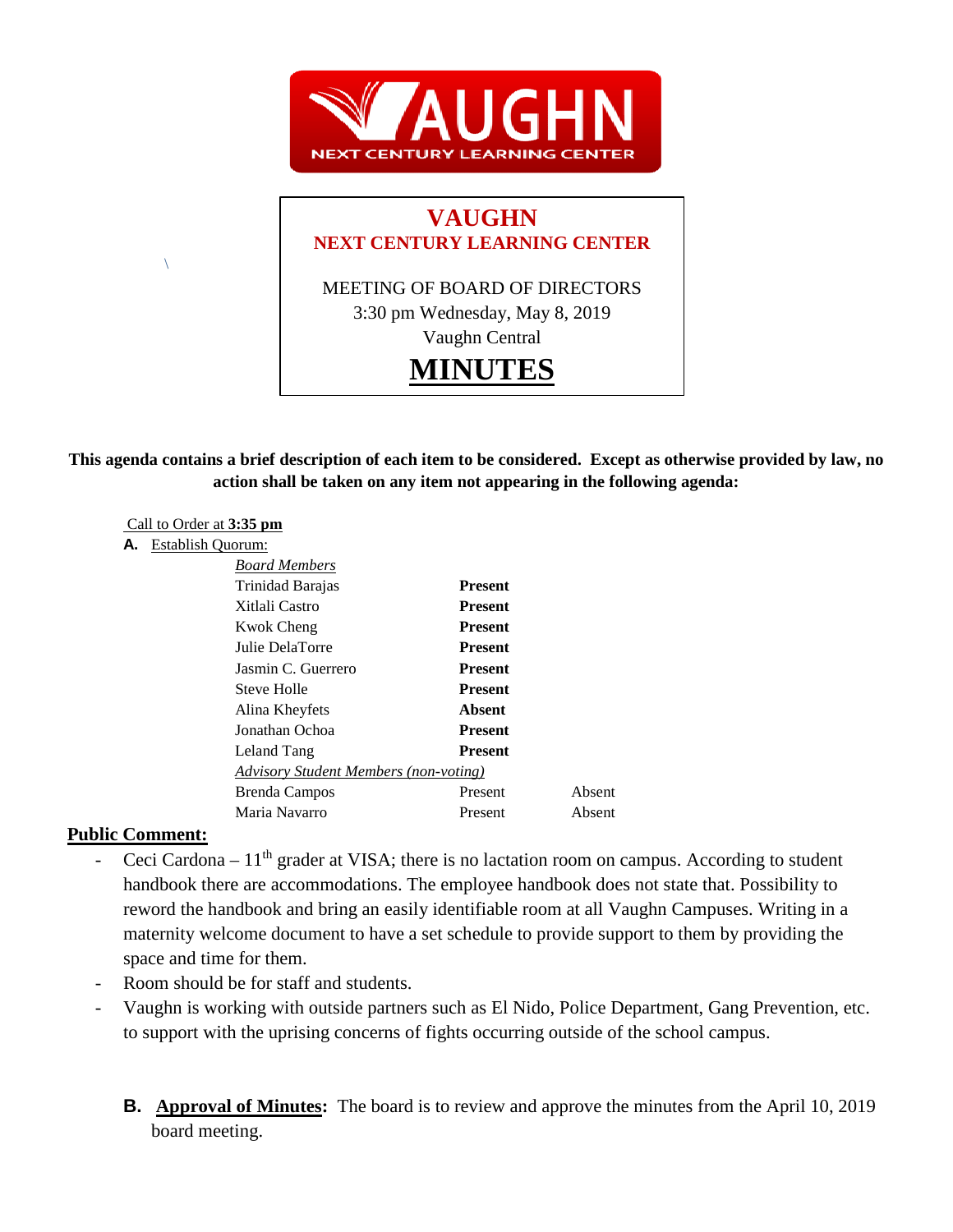VAUGHN NEXT CENTURY LEARNING CENTER

# VAUGHN
## NEXT CENTURY LEARNING CENTER

MEETING OF BOARD OF DIRECTORS
3:30 pm Wednesday, May 8, 2019
Vaughn Central

# MINUTES

**This agenda contains a brief description of each item to be considered. Except as otherwise provided by law, no action shall be taken on any item not appearing in the following agenda:**

Call to Order at **3:35 pm**

**A.** Establish Quorum:

| *Board Members* | | |
|---|---|---|
| Trinidad Barajas | **Present** | |
| Xitlali Castro | **Present** | |
| Kwok Cheng | **Present** | |
| Julie DelaTorre | **Present** | |
| Jasmin C. Guerrero | **Present** | |
| Steve Holle | **Present** | |
| Alina Kheyfets | **Absent** | |
| Jonathan Ochoa | **Present** | |
| Leland Tang | **Present** | |
| *Advisory Student Members (non-voting)* | | |
| Brenda Campos | Present | Absent |
| Maria Navarro | Present | Absent |

**Public Comment:**

- Ceci Cardona – 11th grader at VISA; there is no lactation room on campus. According to student handbook there are accommodations. The employee handbook does not state that. Possibility to reword the handbook and bring an easily identifiable room at all Vaughn Campuses. Writing in a maternity welcome document to have a set schedule to provide support to them by providing the space and time for them.
- Room should be for staff and students.
- Vaughn is working with outside partners such as El Nido, Police Department, Gang Prevention, etc. to support with the uprising concerns of fights occurring outside of the school campus.

**B. Approval of Minutes:** The board is to review and approve the minutes from the April 10, 2019 board meeting.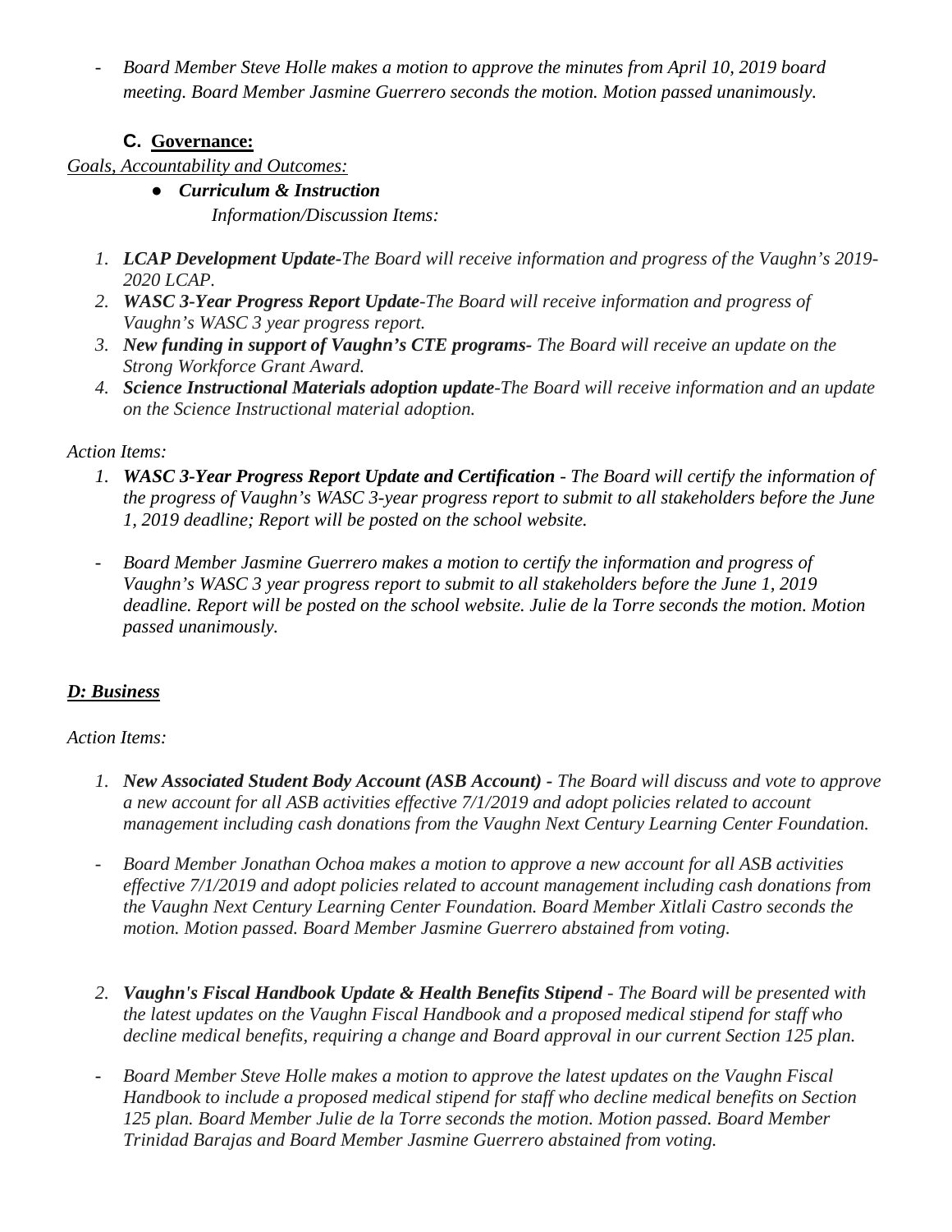- *Board Member Steve Holle makes a motion to approve the minutes from April 10, 2019 board meeting. Board Member Jasmine Guerrero seconds the motion. Motion passed unanimously.*

### C. Governance:

*Goals, Accountability and Outcomes:*

- ***Curriculum & Instruction***

  *Information/Discussion Items:*

1. ***LCAP Development Update****-The Board will receive information and progress of the Vaughn's 2019-2020 LCAP.*
2. ***WASC 3-Year Progress Report Update****-The Board will receive information and progress of Vaughn's WASC 3 year progress report.*
3. ***New funding in support of Vaughn's CTE programs****- The Board will receive an update on the Strong Workforce Grant Award.*
4. ***Science Instructional Materials adoption update****-The Board will receive information and an update on the Science Instructional material adoption.*

*Action Items:*

1. ***WASC 3-Year Progress Report Update and Certification*** *- The Board will certify the information of the progress of Vaughn's WASC 3-year progress report to submit to all stakeholders before the June 1, 2019 deadline; Report will be posted on the school website.*

- *Board Member Jasmine Guerrero makes a motion to certify the information and progress of Vaughn's WASC 3 year progress report to submit to all stakeholders before the June 1, 2019 deadline. Report will be posted on the school website. Julie de la Torre seconds the motion. Motion passed unanimously.*

### D: Business

*Action Items:*

1. ***New Associated Student Body Account (ASB Account)*** *- The Board will discuss and vote to approve a new account for all ASB activities effective 7/1/2019 and adopt policies related to account management including cash donations from the Vaughn Next Century Learning Center Foundation.*

- *Board Member Jonathan Ochoa makes a motion to approve a new account for all ASB activities effective 7/1/2019 and adopt policies related to account management including cash donations from the Vaughn Next Century Learning Center Foundation. Board Member Xitlali Castro seconds the motion. Motion passed. Board Member Jasmine Guerrero abstained from voting.*

2. ***Vaughn's Fiscal Handbook Update & Health Benefits Stipend*** *- The Board will be presented with the latest updates on the Vaughn Fiscal Handbook and a proposed medical stipend for staff who decline medical benefits, requiring a change and Board approval in our current Section 125 plan.*

- *Board Member Steve Holle makes a motion to approve the latest updates on the Vaughn Fiscal Handbook to include a proposed medical stipend for staff who decline medical benefits on Section 125 plan. Board Member Julie de la Torre seconds the motion. Motion passed. Board Member Trinidad Barajas and Board Member Jasmine Guerrero abstained from voting.*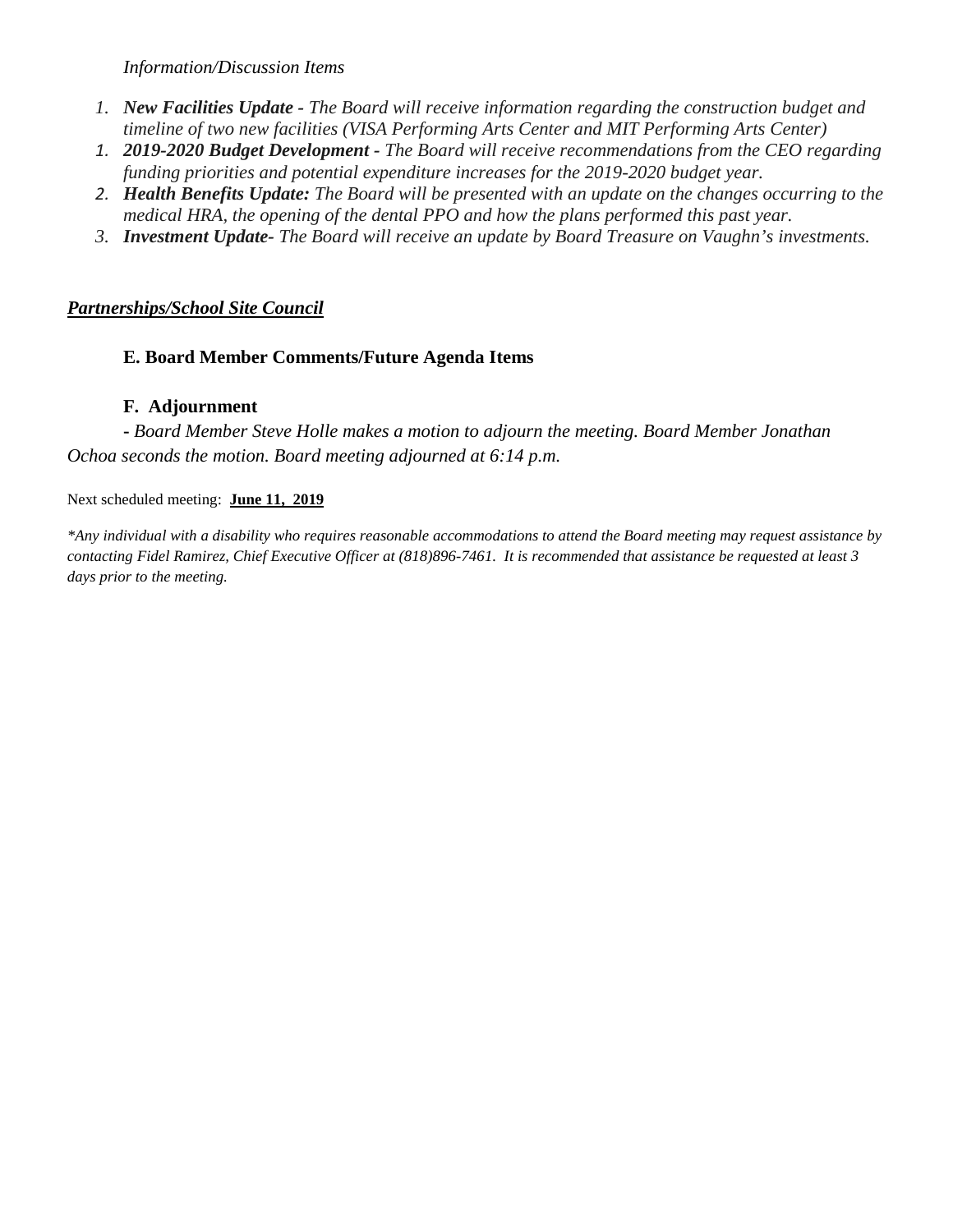*Information/Discussion Items*

1. ***New Facilities Update*** *- The Board will receive information regarding the construction budget and timeline of two new facilities (VISA Performing Arts Center and MIT Performing Arts Center)*
1. ***2019-2020 Budget Development*** *- The Board will receive recommendations from the CEO regarding funding priorities and potential expenditure increases for the 2019-2020 budget year.*
2. ***Health Benefits Update:*** *The Board will be presented with an update on the changes occurring to the medical HRA, the opening of the dental PPO and how the plans performed this past year.*
3. ***Investment Update-*** *The Board will receive an update by Board Treasure on Vaughn's investments.*

***Partnerships/School Site Council***

### E. Board Member Comments/Future Agenda Items

### F. Adjournment

*- Board Member Steve Holle makes a motion to adjourn the meeting. Board Member Jonathan Ochoa seconds the motion. Board meeting adjourned at 6:14 p.m.*

Next scheduled meeting: **June 11, 2019**

*\*Any individual with a disability who requires reasonable accommodations to attend the Board meeting may request assistance by contacting Fidel Ramirez, Chief Executive Officer at (818)896-7461. It is recommended that assistance be requested at least 3 days prior to the meeting.*